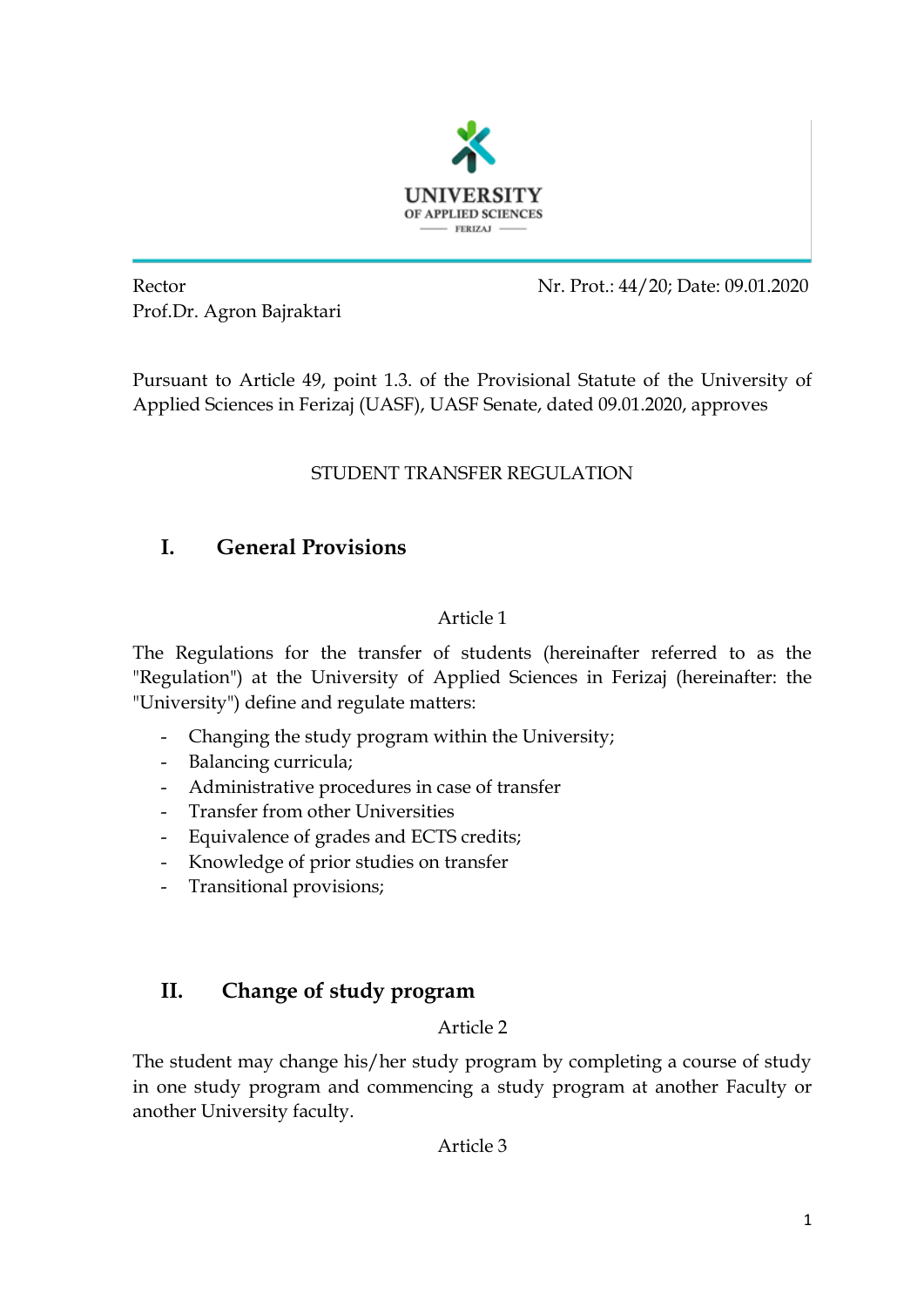UNIVERSITY
OF APPLIED SCIENCES
FERIZAJ

Rector
Prof.Dr. Agron Bajraktari

Nr. Prot.: 44/20; Date: 09.01.2020

Pursuant to Article 49, point 1.3. of the Provisional Statute of the University of Applied Sciences in Ferizaj (UASF), UASF Senate, dated 09.01.2020, approves

STUDENT TRANSFER REGULATION

## I. General Provisions

Article 1

The Regulations for the transfer of students (hereinafter referred to as the "Regulation") at the University of Applied Sciences in Ferizaj (hereinafter: the "University") define and regulate matters:

- Changing the study program within the University;
- Balancing curricula;
- Administrative procedures in case of transfer
- Transfer from other Universities
- Equivalence of grades and ECTS credits;
- Knowledge of prior studies on transfer
- Transitional provisions;

## II. Change of study program

Article 2

The student may change his/her study program by completing a course of study in one study program and commencing a study program at another Faculty or another University faculty.

Article 3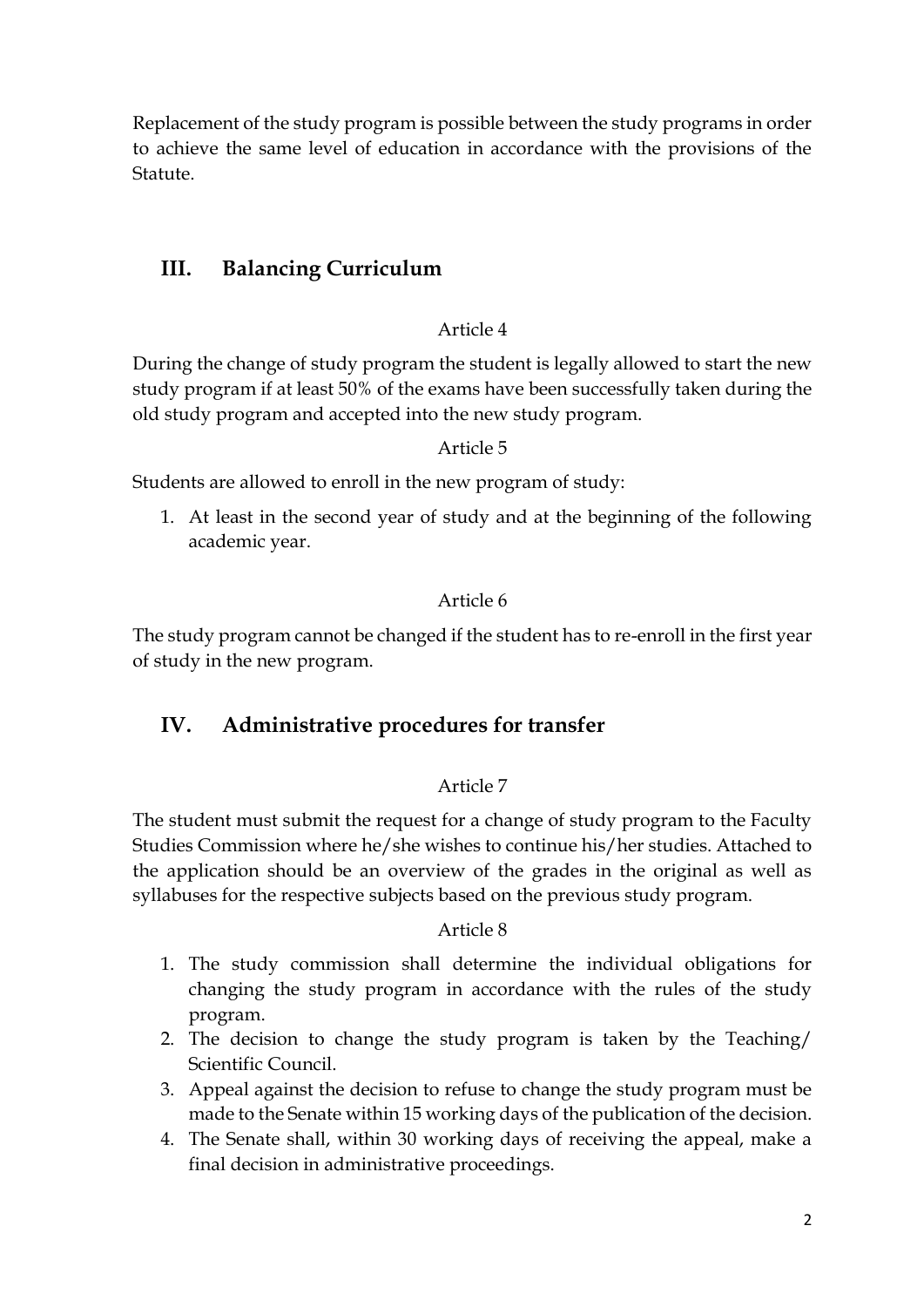Replacement of the study program is possible between the study programs in order to achieve the same level of education in accordance with the provisions of the Statute.

## III. Balancing Curriculum

Article 4

During the change of study program the student is legally allowed to start the new study program if at least 50% of the exams have been successfully taken during the old study program and accepted into the new study program.

Article 5

Students are allowed to enroll in the new program of study:

1. At least in the second year of study and at the beginning of the following academic year.

Article 6

The study program cannot be changed if the student has to re-enroll in the first year of study in the new program.

## IV. Administrative procedures for transfer

Article 7

The student must submit the request for a change of study program to the Faculty Studies Commission where he/she wishes to continue his/her studies. Attached to the application should be an overview of the grades in the original as well as syllabuses for the respective subjects based on the previous study program.

Article 8

1. The study commission shall determine the individual obligations for changing the study program in accordance with the rules of the study program.
2. The decision to change the study program is taken by the Teaching/ Scientific Council.
3. Appeal against the decision to refuse to change the study program must be made to the Senate within 15 working days of the publication of the decision.
4. The Senate shall, within 30 working days of receiving the appeal, make a final decision in administrative proceedings.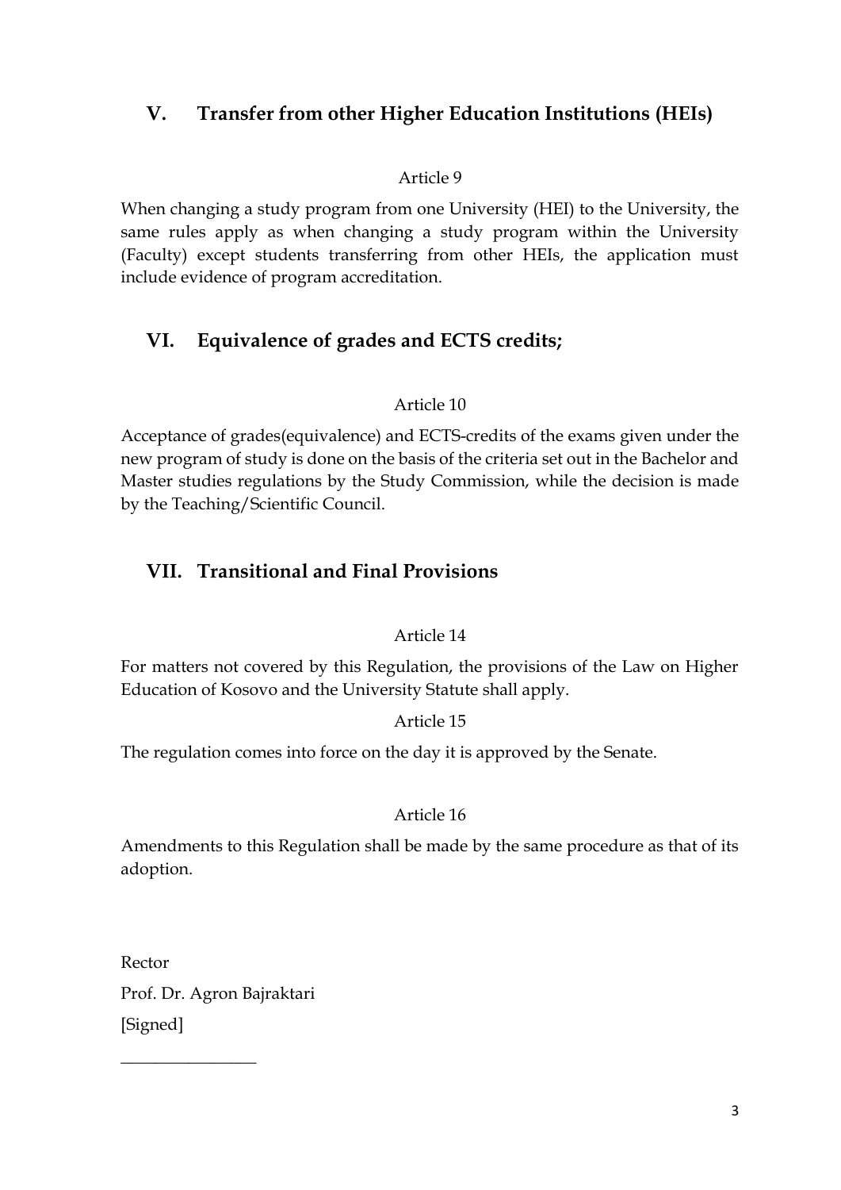## V. Transfer from other Higher Education Institutions (HEIs)

Article 9

When changing a study program from one University (HEI) to the University, the same rules apply as when changing a study program within the University (Faculty) except students transferring from other HEIs, the application must include evidence of program accreditation.

## VI. Equivalence of grades and ECTS credits;

Article 10

Acceptance of grades(equivalence) and ECTS-credits of the exams given under the new program of study is done on the basis of the criteria set out in the Bachelor and Master studies regulations by the Study Commission, while the decision is made by the Teaching/Scientific Council.

## VII. Transitional and Final Provisions

Article 14

For matters not covered by this Regulation, the provisions of the Law on Higher Education of Kosovo and the University Statute shall apply.

Article 15

The regulation comes into force on the day it is approved by the Senate.

Article 16

Amendments to this Regulation shall be made by the same procedure as that of its adoption.

Rector

Prof. Dr. Agron Bajraktari

[Signed]

________________